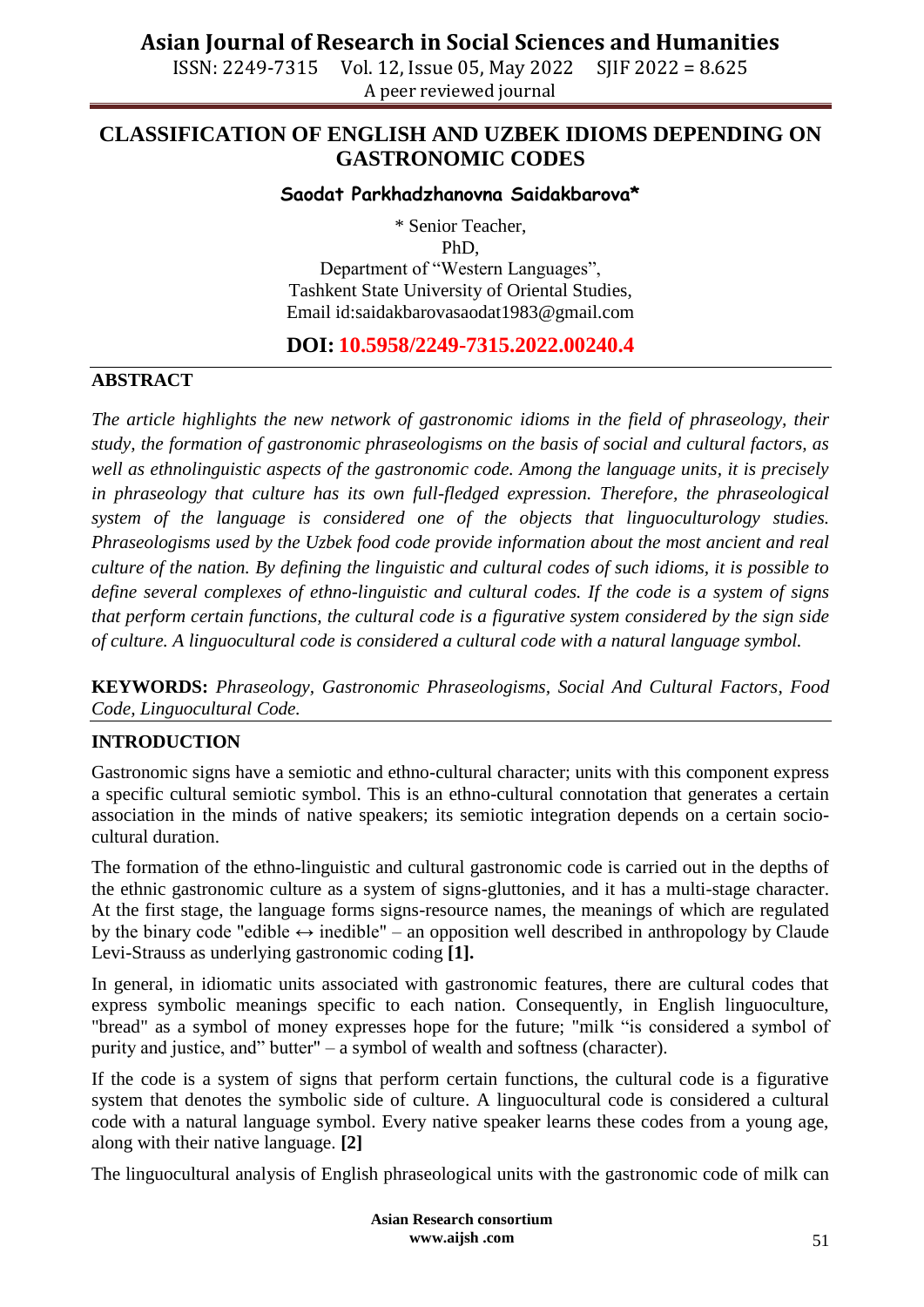# CLASSIFICATION OF ENGLISH AND UZBEK IDIOMS DEPENDING ON GASTRONOMIC CODES

**Saodat Parkhadzhanovna Saidakbarova***

\* Senior Teacher,
PhD,
Department of "Western Languages",
Tashkent State University of Oriental Studies,
Email id:saidakbarovasaodat1983@gmail.com

**DOI: 10.5958/2249-7315.2022.00240.4**

## ABSTRACT

*The article highlights the new network of gastronomic idioms in the field of phraseology, their study, the formation of gastronomic phraseologisms on the basis of social and cultural factors, as well as ethnolinguistic aspects of the gastronomic code. Among the language units, it is precisely in phraseology that culture has its own full-fledged expression. Therefore, the phraseological system of the language is considered one of the objects that linguoculturology studies. Phraseologisms used by the Uzbek food code provide information about the most ancient and real culture of the nation. By defining the linguistic and cultural codes of such idioms, it is possible to define several complexes of ethno-linguistic and cultural codes. If the code is a system of signs that perform certain functions, the cultural code is a figurative system considered by the sign side of culture. A linguocultural code is considered a cultural code with a natural language symbol.*

**KEYWORDS:** *Phraseology, Gastronomic Phraseologisms, Social And Cultural Factors, Food Code, Linguocultural Code.*

## INTRODUCTION

Gastronomic signs have a semiotic and ethno-cultural character; units with this component express a specific cultural semiotic symbol. This is an ethno-cultural connotation that generates a certain association in the minds of native speakers; its semiotic integration depends on a certain socio-cultural duration.

The formation of the ethno-linguistic and cultural gastronomic code is carried out in the depths of the ethnic gastronomic culture as a system of signs-gluttonies, and it has a multi-stage character. At the first stage, the language forms signs-resource names, the meanings of which are regulated by the binary code "edible ↔ inedible" – an opposition well described in anthropology by Claude Levi-Strauss as underlying gastronomic coding **[1].**

In general, in idiomatic units associated with gastronomic features, there are cultural codes that express symbolic meanings specific to each nation. Consequently, in English linguoculture, "bread" as a symbol of money expresses hope for the future; "milk "is considered a symbol of purity and justice, and" butter" – a symbol of wealth and softness (character).

If the code is a system of signs that perform certain functions, the cultural code is a figurative system that denotes the symbolic side of culture. A linguocultural code is considered a cultural code with a natural language symbol. Every native speaker learns these codes from a young age, along with their native language. **[2]**

The linguocultural analysis of English phraseological units with the gastronomic code of milk can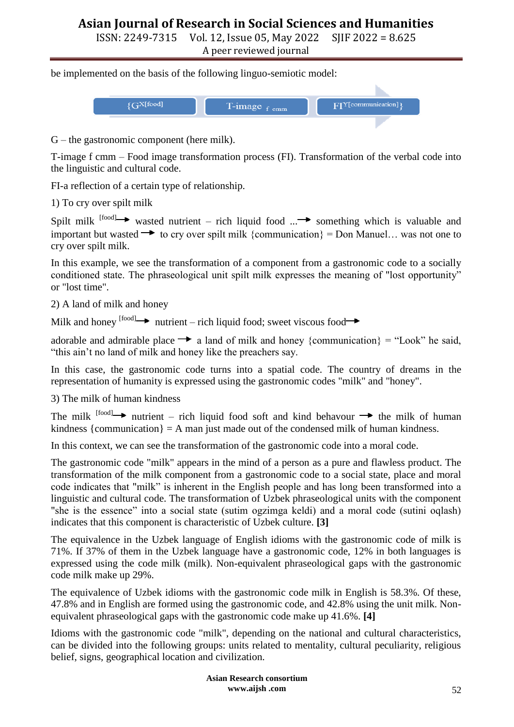be implemented on the basis of the following linguo-semiotic model:

$\{G^{X[food]}$ → T-image $_{f\ cmm}$ → $FI^{Y[communication]}\}$

G – the gastronomic component (here milk).

T-image f cmm – Food image transformation process (FI). Transformation of the verbal code into the linguistic and cultural code.

FI-a reflection of a certain type of relationship.

1) To cry over spilt milk

Spilt milk [food]→ wasted nutrient – rich liquid food ...→ something which is valuable and important but wasted → to cry over spilt milk {communication} = Don Manuel… was not one to cry over spilt milk.

In this example, we see the transformation of a component from a gastronomic code to a socially conditioned state. The phraseological unit spilt milk expresses the meaning of "lost opportunity" or "lost time".

2) A land of milk and honey

Milk and honey [food]→ nutrient – rich liquid food; sweet viscous food→

adorable and admirable place → a land of milk and honey {communication} = "Look" he said, "this ain't no land of milk and honey like the preachers say.

In this case, the gastronomic code turns into a spatial code. The country of dreams in the representation of humanity is expressed using the gastronomic codes "milk" and "honey".

3) The milk of human kindness

The milk [food]→ nutrient – rich liquid food soft and kind behavour → the milk of human kindness {communication} = A man just made out of the condensed milk of human kindness.

In this context, we can see the transformation of the gastronomic code into a moral code.

The gastronomic code "milk" appears in the mind of a person as a pure and flawless product. The transformation of the milk component from a gastronomic code to a social state, place and moral code indicates that "milk" is inherent in the English people and has long been transformed into a linguistic and cultural code. The transformation of Uzbek phraseological units with the component "she is the essence" into a social state (sutim ogzimga keldi) and a moral code (sutini oqlash) indicates that this component is characteristic of Uzbek culture. **[3]**

The equivalence in the Uzbek language of English idioms with the gastronomic code of milk is 71%. If 37% of them in the Uzbek language have a gastronomic code, 12% in both languages is expressed using the code milk (milk). Non-equivalent phraseological gaps with the gastronomic code milk make up 29%.

The equivalence of Uzbek idioms with the gastronomic code milk in English is 58.3%. Of these, 47.8% and in English are formed using the gastronomic code, and 42.8% using the unit milk. Non-equivalent phraseological gaps with the gastronomic code make up 41.6%. **[4]**

Idioms with the gastronomic code "milk", depending on the national and cultural characteristics, can be divided into the following groups: units related to mentality, cultural peculiarity, religious belief, signs, geographical location and civilization.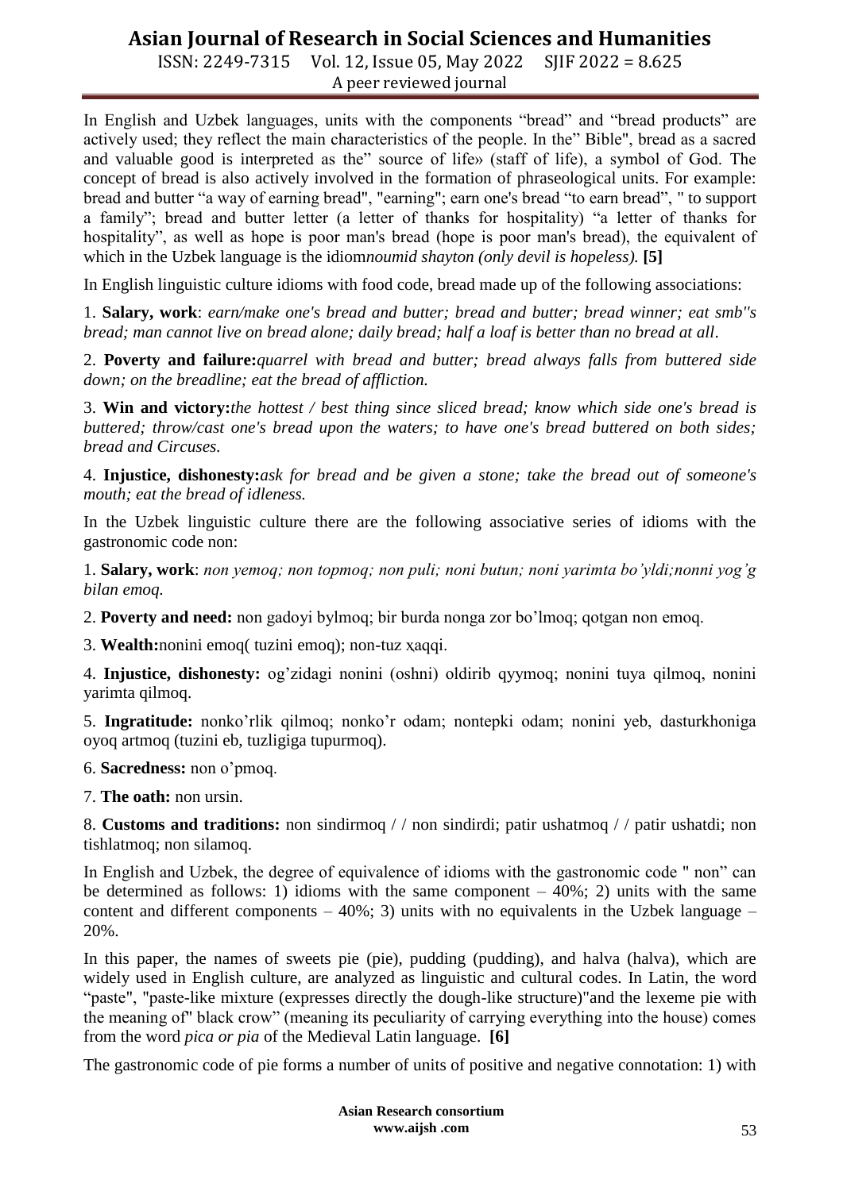In English and Uzbek languages, units with the components "bread" and "bread products" are actively used; they reflect the main characteristics of the people. In the" Bible", bread as a sacred and valuable good is interpreted as the" source of life» (staff of life), a symbol of God. The concept of bread is also actively involved in the formation of phraseological units. For example: bread and butter "a way of earning bread", "earning"; earn one's bread "to earn bread", " to support a family"; bread and butter letter (a letter of thanks for hospitality) "a letter of thanks for hospitality", as well as hope is poor man's bread (hope is poor man's bread), the equivalent of which in the Uzbek language is the idiom*noumid shayton (only devil is hopeless).* **[5]**

In English linguistic culture idioms with food code, bread made up of the following associations:

1. **Salary, work**: *earn/make one's bread and butter; bread and butter; bread winner; eat smb''s bread; man cannot live on bread alone; daily bread; half a loaf is better than no bread at all*.

2. **Poverty and failure:***quarrel with bread and butter; bread always falls from buttered side down; on the breadline; eat the bread of affliction.*

3. **Win and victory:***the hottest / best thing since sliced bread; know which side one's bread is buttered; throw/cast one's bread upon the waters; to have one's bread buttered on both sides; bread and Circuses.*

4. **Injustice, dishonesty:***ask for bread and be given a stone; take the bread out of someone's mouth; eat the bread of idleness.*

In the Uzbek linguistic culture there are the following associative series of idioms with the gastronomic code non:

1. **Salary, work**: *non yemoq; non topmoq; non puli; noni butun; noni yarimta bo'yldi;nonni yog'g bilan emoq.*

2. **Poverty and need:** non gadoyi bylmoq; bir burda nonga zor bo'lmoq; qotgan non emoq.

3. **Wealth:**nonini emoq( tuzini emoq); non-tuz xaqqi.

4. **Injustice, dishonesty:** og'zidagi nonini (oshni) oldirib qyymoq; nonini tuya qilmoq, nonini yarimta qilmoq.

5. **Ingratitude:** nonko'rlik qilmoq; nonko'r odam; nontepki odam; nonini yeb, dasturkhoniga oyoq artmoq (tuzini eb, tuzligiga tupurmoq).

6. **Sacredness:** non o'pmoq.

7. **The oath:** non ursin.

8. **Customs and traditions:** non sindirmoq / / non sindirdi; patir ushatmoq / / patir ushatdi; non tishlatmoq; non silamoq.

In English and Uzbek, the degree of equivalence of idioms with the gastronomic code " non" can be determined as follows: 1) idioms with the same component – 40%; 2) units with the same content and different components – 40%; 3) units with no equivalents in the Uzbek language – 20%.

In this paper, the names of sweets pie (pie), pudding (pudding), and halva (halva), which are widely used in English culture, are analyzed as linguistic and cultural codes. In Latin, the word "paste", "paste-like mixture (expresses directly the dough-like structure)"and the lexeme pie with the meaning of" black crow" (meaning its peculiarity of carrying everything into the house) comes from the word *pica or pia* of the Medieval Latin language. **[6]**

The gastronomic code of pie forms a number of units of positive and negative connotation: 1) with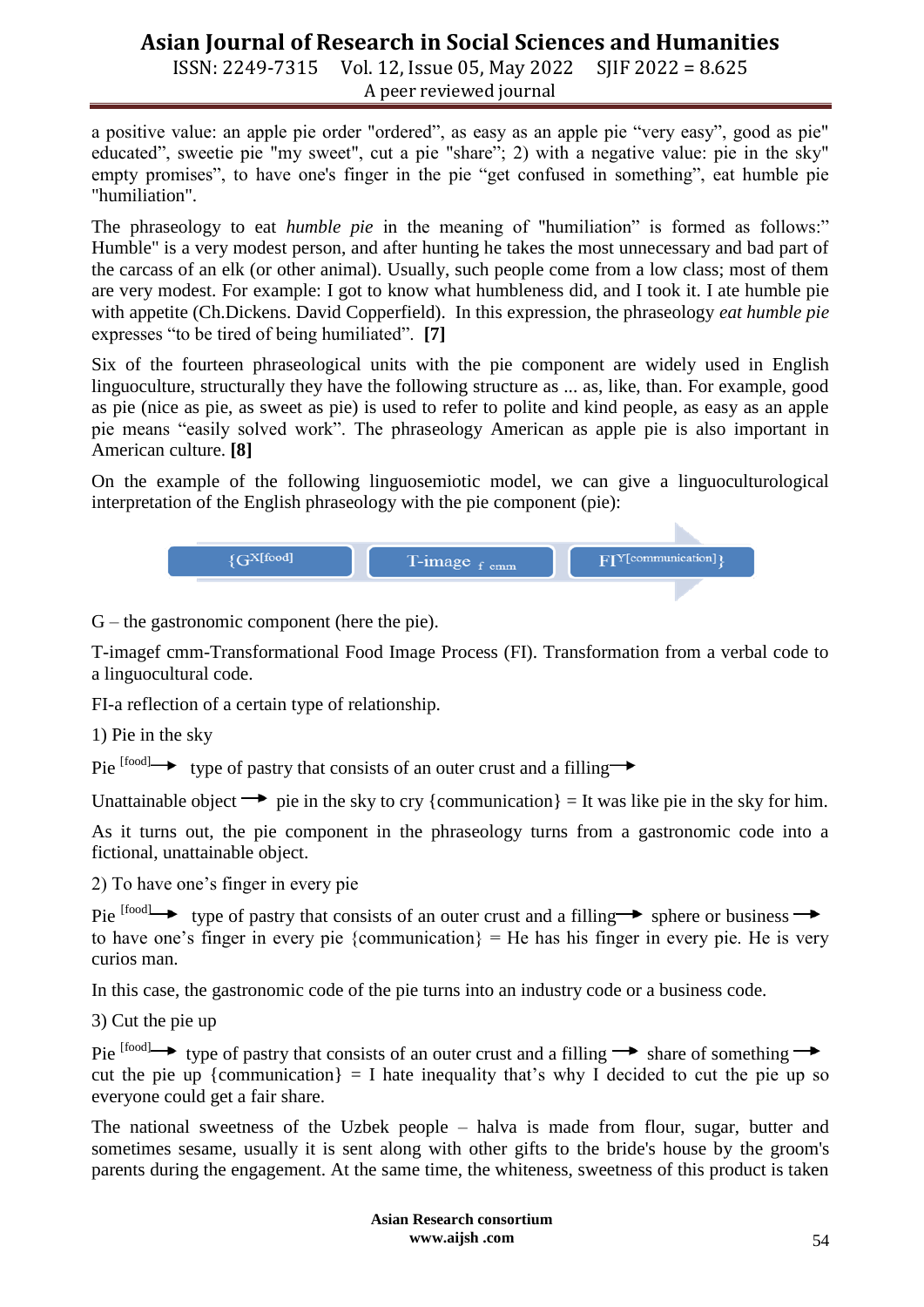a positive value: an apple pie order "ordered", as easy as an apple pie “very easy”, good as pie" educated”, sweetie pie "my sweet", cut a pie "share”; 2) with a negative value: pie in the sky" empty promises”, to have one's finger in the pie “get confused in something”, eat humble pie "humiliation".

The phraseology to eat *humble pie* in the meaning of "humiliation” is formed as follows:” Humble" is a very modest person, and after hunting he takes the most unnecessary and bad part of the carcass of an elk (or other animal). Usually, such people come from a low class; most of them are very modest. For example: I got to know what humbleness did, and I took it. I ate humble pie with appetite (Ch.Dickens. David Copperfield). In this expression, the phraseology *eat humble pie* expresses “to be tired of being humiliated”. **[7]**

Six of the fourteen phraseological units with the pie component are widely used in English linguoculture, structurally they have the following structure as ... as, like, than. For example, good as pie (nice as pie, as sweet as pie) is used to refer to polite and kind people, as easy as an apple pie means “easily solved work”. The phraseology American as apple pie is also important in American culture. **[8]**

On the example of the following linguosemiotic model, we can give a linguoculturological interpretation of the English phraseology with the pie component (pie):

$\{G^{X[food]}$ → T-image $_{f\ cmm}$ → $FI^{Y[communication]}\}$

G – the gastronomic component (here the pie).

T-imagef cmm-Transformational Food Image Process (FI). Transformation from a verbal code to a linguocultural code.

FI-a reflection of a certain type of relationship.

1) Pie in the sky

Pie $^{[food]}$ → type of pastry that consists of an outer crust and a filling →

Unattainable object → pie in the sky to cry {communication} = It was like pie in the sky for him.

As it turns out, the pie component in the phraseology turns from a gastronomic code into a fictional, unattainable object.

2) To have one’s finger in every pie

Pie $^{[food]}$ → type of pastry that consists of an outer crust and a filling → sphere or business → to have one’s finger in every pie {communication} = He has his finger in every pie. He is very curios man.

In this case, the gastronomic code of the pie turns into an industry code or a business code.

3) Cut the pie up

Pie $^{[food]}$ → type of pastry that consists of an outer crust and a filling → share of something → cut the pie up {communication} = I hate inequality that’s why I decided to cut the pie up so everyone could get a fair share.

The national sweetness of the Uzbek people – halva is made from flour, sugar, butter and sometimes sesame, usually it is sent along with other gifts to the bride's house by the groom's parents during the engagement. At the same time, the whiteness, sweetness of this product is taken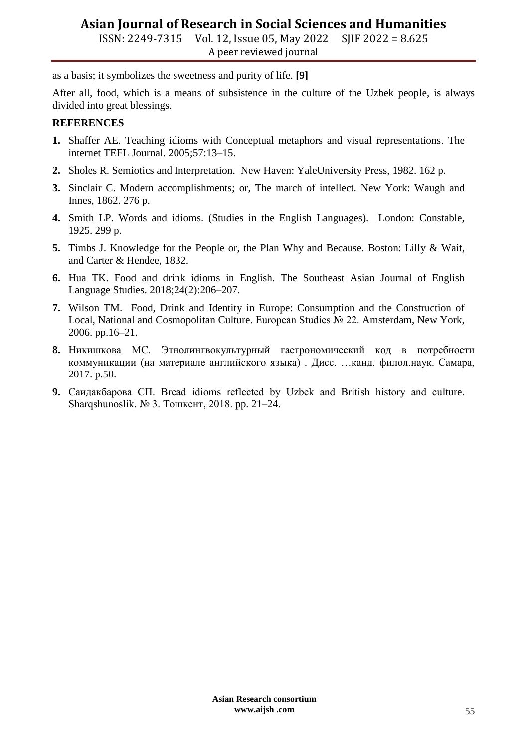as a basis; it symbolizes the sweetness and purity of life. **[9]**

After all, food, which is a means of subsistence in the culture of the Uzbek people, is always divided into great blessings.

## REFERENCES

1. Shaffer AE. Teaching idioms with Conceptual metaphors and visual representations. The internet TEFL Journal. 2005;57:13–15.
2. Sholes R. Semiotics and Interpretation. New Haven: YaleUniversity Press, 1982. 162 p.
3. Sinclair C. Modern accomplishments; or, The march of intellect. New York: Waugh and Innes, 1862. 276 p.
4. Smith LP. Words and idioms. (Studies in the English Languages). London: Constable, 1925. 299 p.
5. Timbs J. Knowledge for the People or, the Plan Why and Because. Boston: Lilly & Wait, and Carter & Hendee, 1832.
6. Hua TK. Food and drink idioms in English. The Southeast Asian Journal of English Language Studies. 2018;24(2):206–207.
7. Wilson TM. Food, Drink and Identity in Europe: Consumption and the Construction of Local, National and Cosmopolitan Culture. European Studies № 22. Amsterdam, New York, 2006. pp.16–21.
8. Никишкова МС. Этнолингвокультурный гастрономический код в потребности коммуникации (на материале английского языка) . Дисс. …канд. филол.наук. Самара, 2017. p.50.
9. Саидакбарова СП. Bread idioms reflected by Uzbek and British history and culture. Sharqshunoslik. № 3. Тошкент, 2018. pp. 21–24.